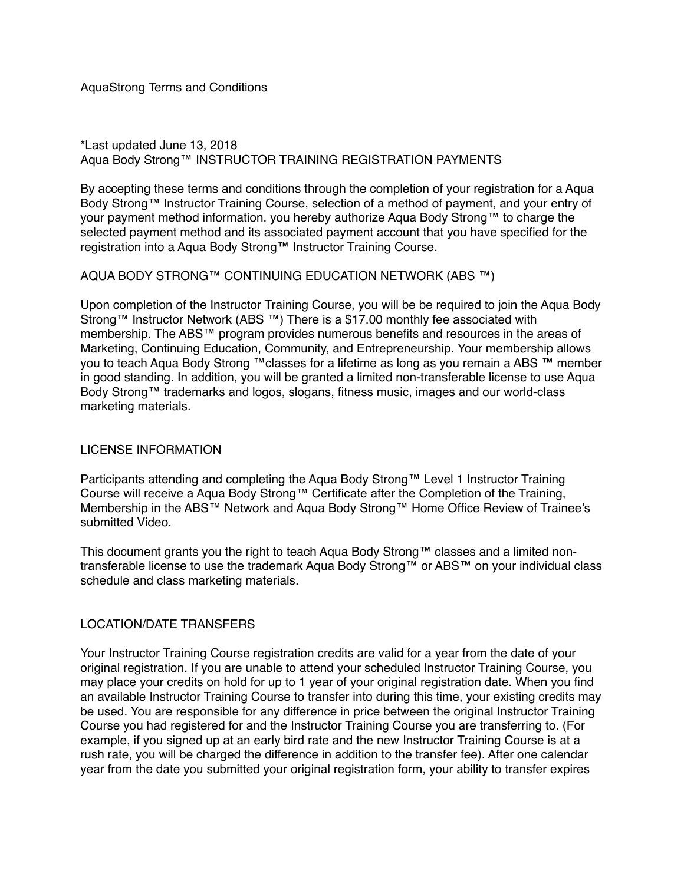AquaStrong Terms and Conditions

*Last updated June 13, 2018

## Aqua Body Strong™ INSTRUCTOR TRAINING REGISTRATION PAYMENTS

By accepting these terms and conditions through the completion of your registration for a Aqua Body Strong™ Instructor Training Course, selection of a method of payment, and your entry of your payment method information, you hereby authorize Aqua Body Strong™ to charge the selected payment method and its associated payment account that you have specified for the registration into a Aqua Body Strong™ Instructor Training Course.

## AQUA BODY STRONG™ CONTINUING EDUCATION NETWORK (ABS ™)

Upon completion of the Instructor Training Course, you will be be required to join the Aqua Body Strong™ Instructor Network (ABS ™) There is a $17.00 monthly fee associated with membership. The ABS™ program provides numerous benefits and resources in the areas of Marketing, Continuing Education, Community, and Entrepreneurship. Your membership allows you to teach Aqua Body Strong ™classes for a lifetime as long as you remain a ABS ™ member in good standing. In addition, you will be granted a limited non-transferable license to use Aqua Body Strong™ trademarks and logos, slogans, fitness music, images and our world-class marketing materials.

## LICENSE INFORMATION

Participants attending and completing the Aqua Body Strong™ Level 1 Instructor Training Course will receive a Aqua Body Strong™ Certificate after the Completion of the Training, Membership in the ABS™ Network and Aqua Body Strong™ Home Office Review of Trainee's submitted Video.

This document grants you the right to teach Aqua Body Strong™ classes and a limited non-transferable license to use the trademark Aqua Body Strong™ or ABS™ on your individual class schedule and class marketing materials.

## LOCATION/DATE TRANSFERS

Your Instructor Training Course registration credits are valid for a year from the date of your original registration. If you are unable to attend your scheduled Instructor Training Course, you may place your credits on hold for up to 1 year of your original registration date. When you find an available Instructor Training Course to transfer into during this time, your existing credits may be used. You are responsible for any difference in price between the original Instructor Training Course you had registered for and the Instructor Training Course you are transferring to. (For example, if you signed up at an early bird rate and the new Instructor Training Course is at a rush rate, you will be charged the difference in addition to the transfer fee). After one calendar year from the date you submitted your original registration form, your ability to transfer expires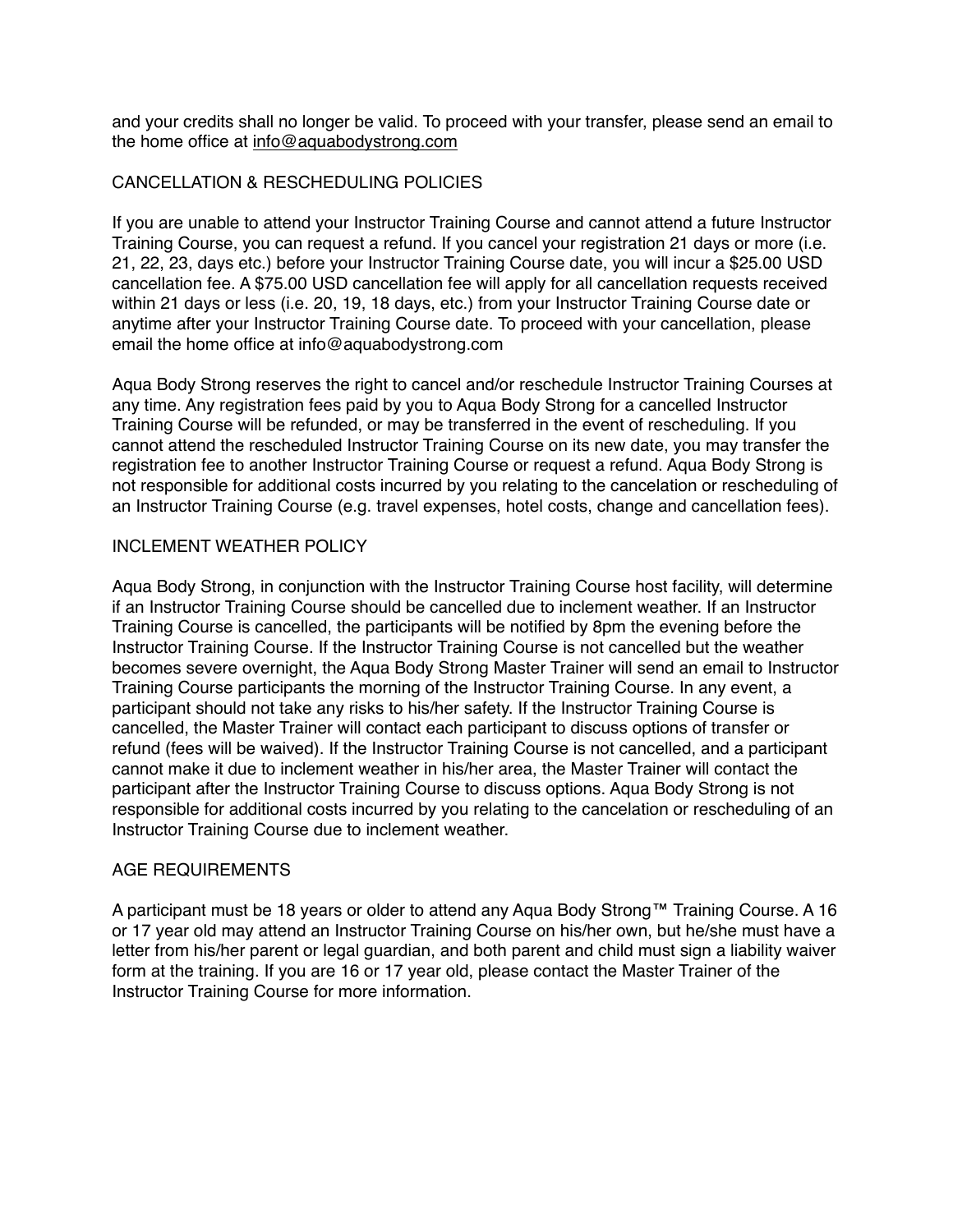and your credits shall no longer be valid. To proceed with your transfer, please send an email to the home office at info@aquabodystrong.com

## CANCELLATION & RESCHEDULING POLICIES

If you are unable to attend your Instructor Training Course and cannot attend a future Instructor Training Course, you can request a refund. If you cancel your registration 21 days or more (i.e. 21, 22, 23, days etc.) before your Instructor Training Course date, you will incur a $25.00 USD cancellation fee. A $75.00 USD cancellation fee will apply for all cancellation requests received within 21 days or less (i.e. 20, 19, 18 days, etc.) from your Instructor Training Course date or anytime after your Instructor Training Course date. To proceed with your cancellation, please email the home office at info@aquabodystrong.com

Aqua Body Strong reserves the right to cancel and/or reschedule Instructor Training Courses at any time. Any registration fees paid by you to Aqua Body Strong for a cancelled Instructor Training Course will be refunded, or may be transferred in the event of rescheduling. If you cannot attend the rescheduled Instructor Training Course on its new date, you may transfer the registration fee to another Instructor Training Course or request a refund. Aqua Body Strong is not responsible for additional costs incurred by you relating to the cancelation or rescheduling of an Instructor Training Course (e.g. travel expenses, hotel costs, change and cancellation fees).

## INCLEMENT WEATHER POLICY

Aqua Body Strong, in conjunction with the Instructor Training Course host facility, will determine if an Instructor Training Course should be cancelled due to inclement weather. If an Instructor Training Course is cancelled, the participants will be notified by 8pm the evening before the Instructor Training Course. If the Instructor Training Course is not cancelled but the weather becomes severe overnight, the Aqua Body Strong Master Trainer will send an email to Instructor Training Course participants the morning of the Instructor Training Course. In any event, a participant should not take any risks to his/her safety. If the Instructor Training Course is cancelled, the Master Trainer will contact each participant to discuss options of transfer or refund (fees will be waived). If the Instructor Training Course is not cancelled, and a participant cannot make it due to inclement weather in his/her area, the Master Trainer will contact the participant after the Instructor Training Course to discuss options. Aqua Body Strong is not responsible for additional costs incurred by you relating to the cancelation or rescheduling of an Instructor Training Course due to inclement weather.

## AGE REQUIREMENTS

A participant must be 18 years or older to attend any Aqua Body Strong™ Training Course. A 16 or 17 year old may attend an Instructor Training Course on his/her own, but he/she must have a letter from his/her parent or legal guardian, and both parent and child must sign a liability waiver form at the training. If you are 16 or 17 year old, please contact the Master Trainer of the Instructor Training Course for more information.